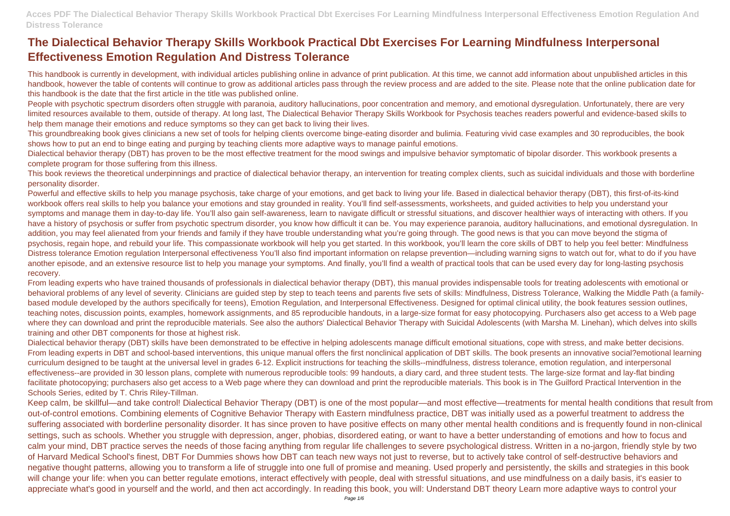# The Dialectical Behavior Therapy Skills Workbook Practical Dbt Exercises For Learning Mindfulness Interpersonal Effectiveness Emotion Regulation And Distress Tolerance

This handbook is currently in development, with individual articles publishing online in advance of print publication. At this time, we cannot add information about unpublished articles in this handbook, however the table of contents will continue to grow as additional articles pass through the review process and are added to the site. Please note that the online publication date for this handbook is the date that the first article in the title was published online.

People with psychotic spectrum disorders often struggle with paranoia, auditory hallucinations, poor concentration and memory, and emotional dysregulation. Unfortunately, there are very limited resources available to them, outside of therapy. At long last, The Dialectical Behavior Therapy Skills Workbook for Psychosis teaches readers powerful and evidence-based skills to help them manage their emotions and reduce symptoms so they can get back to living their lives.

This groundbreaking book gives clinicians a new set of tools for helping clients overcome binge-eating disorder and bulimia. Featuring vivid case examples and 30 reproducibles, the book shows how to put an end to binge eating and purging by teaching clients more adaptive ways to manage painful emotions.

Dialectical behavior therapy (DBT) has proven to be the most effective treatment for the mood swings and impulsive behavior symptomatic of bipolar disorder. This workbook presents a complete program for those suffering from this illness.

This book reviews the theoretical underpinnings and practice of dialectical behavior therapy, an intervention for treating complex clients, such as suicidal individuals and those with borderline personality disorder.

Powerful and effective skills to help you manage psychosis, take charge of your emotions, and get back to living your life. Based in dialectical behavior therapy (DBT), this first-of-its-kind workbook offers real skills to help you balance your emotions and stay grounded in reality. You'll find self-assessments, worksheets, and guided activities to help you understand your symptoms and manage them in day-to-day life. You'll also gain self-awareness, learn to navigate difficult or stressful situations, and discover healthier ways of interacting with others. If you have a history of psychosis or suffer from psychotic spectrum disorder, you know how difficult it can be. You may experience paranoia, auditory hallucinations, and emotional dysregulation. In addition, you may feel alienated from your friends and family if they have trouble understanding what you're going through. The good news is that you can move beyond the stigma of psychosis, regain hope, and rebuild your life. This compassionate workbook will help you get started. In this workbook, you'll learn the core skills of DBT to help you feel better: Mindfulness Distress tolerance Emotion regulation Interpersonal effectiveness You'll also find important information on relapse prevention—including warning signs to watch out for, what to do if you have another episode, and an extensive resource list to help you manage your symptoms. And finally, you'll find a wealth of practical tools that can be used every day for long-lasting psychosis recovery.

From leading experts who have trained thousands of professionals in dialectical behavior therapy (DBT), this manual provides indispensable tools for treating adolescents with emotional or behavioral problems of any level of severity. Clinicians are guided step by step to teach teens and parents five sets of skills: Mindfulness, Distress Tolerance, Walking the Middle Path (a family-based module developed by the authors specifically for teens), Emotion Regulation, and Interpersonal Effectiveness. Designed for optimal clinical utility, the book features session outlines, teaching notes, discussion points, examples, homework assignments, and 85 reproducible handouts, in a large-size format for easy photocopying. Purchasers also get access to a Web page where they can download and print the reproducible materials. See also the authors' Dialectical Behavior Therapy with Suicidal Adolescents (with Marsha M. Linehan), which delves into skills training and other DBT components for those at highest risk.

Dialectical behavior therapy (DBT) skills have been demonstrated to be effective in helping adolescents manage difficult emotional situations, cope with stress, and make better decisions. From leading experts in DBT and school-based interventions, this unique manual offers the first nonclinical application of DBT skills. The book presents an innovative social?emotional learning curriculum designed to be taught at the universal level in grades 6-12. Explicit instructions for teaching the skills--mindfulness, distress tolerance, emotion regulation, and interpersonal effectiveness--are provided in 30 lesson plans, complete with numerous reproducible tools: 99 handouts, a diary card, and three student tests. The large-size format and lay-flat binding facilitate photocopying; purchasers also get access to a Web page where they can download and print the reproducible materials. This book is in The Guilford Practical Intervention in the Schools Series, edited by T. Chris Riley-Tillman.

Keep calm, be skillful—and take control! Dialectical Behavior Therapy (DBT) is one of the most popular—and most effective—treatments for mental health conditions that result from out-of-control emotions. Combining elements of Cognitive Behavior Therapy with Eastern mindfulness practice, DBT was initially used as a powerful treatment to address the suffering associated with borderline personality disorder. It has since proven to have positive effects on many other mental health conditions and is frequently found in non-clinical settings, such as schools. Whether you struggle with depression, anger, phobias, disordered eating, or want to have a better understanding of emotions and how to focus and calm your mind, DBT practice serves the needs of those facing anything from regular life challenges to severe psychological distress. Written in a no-jargon, friendly style by two of Harvard Medical School's finest, DBT For Dummies shows how DBT can teach new ways not just to reverse, but to actively take control of self-destructive behaviors and negative thought patterns, allowing you to transform a life of struggle into one full of promise and meaning. Used properly and persistently, the skills and strategies in this book will change your life: when you can better regulate emotions, interact effectively with people, deal with stressful situations, and use mindfulness on a daily basis, it's easier to appreciate what's good in yourself and the world, and then act accordingly. In reading this book, you will: Understand DBT theory Learn more adaptive ways to control your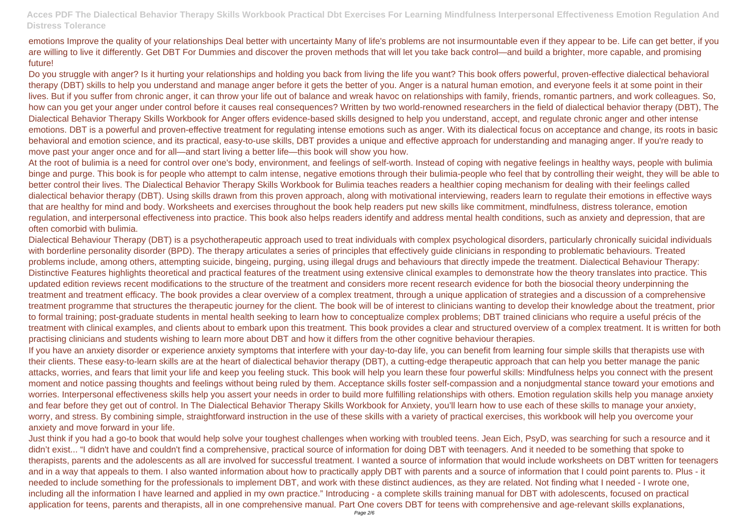emotions Improve the quality of your relationships Deal better with uncertainty Many of life's problems are not insurmountable even if they appear to be. Life can get better, if you are willing to live it differently. Get DBT For Dummies and discover the proven methods that will let you take back control—and build a brighter, more capable, and promising future!

Do you struggle with anger? Is it hurting your relationships and holding you back from living the life you want? This book offers powerful, proven-effective dialectical behavioral therapy (DBT) skills to help you understand and manage anger before it gets the better of you. Anger is a natural human emotion, and everyone feels it at some point in their lives. But if you suffer from chronic anger, it can throw your life out of balance and wreak havoc on relationships with family, friends, romantic partners, and work colleagues. So, how can you get your anger under control before it causes real consequences? Written by two world-renowned researchers in the field of dialectical behavior therapy (DBT), The Dialectical Behavior Therapy Skills Workbook for Anger offers evidence-based skills designed to help you understand, accept, and regulate chronic anger and other intense emotions. DBT is a powerful and proven-effective treatment for regulating intense emotions such as anger. With its dialectical focus on acceptance and change, its roots in basic behavioral and emotion science, and its practical, easy-to-use skills, DBT provides a unique and effective approach for understanding and managing anger. If you're ready to move past your anger once and for all—and start living a better life—this book will show you how.

At the root of bulimia is a need for control over one's body, environment, and feelings of self-worth. Instead of coping with negative feelings in healthy ways, people with bulimia binge and purge. This book is for people who attempt to calm intense, negative emotions through their bulimia-people who feel that by controlling their weight, they will be able to better control their lives. The Dialectical Behavior Therapy Skills Workbook for Bulimia teaches readers a healthier coping mechanism for dealing with their feelings called dialectical behavior therapy (DBT). Using skills drawn from this proven approach, along with motivational interviewing, readers learn to regulate their emotions in effective ways that are healthy for mind and body. Worksheets and exercises throughout the book help readers put new skills like commitment, mindfulness, distress tolerance, emotion regulation, and interpersonal effectiveness into practice. This book also helps readers identify and address mental health conditions, such as anxiety and depression, that are often comorbid with bulimia.

Dialectical Behaviour Therapy (DBT) is a psychotherapeutic approach used to treat individuals with complex psychological disorders, particularly chronically suicidal individuals with borderline personality disorder (BPD). The therapy articulates a series of principles that effectively guide clinicians in responding to problematic behaviours. Treated problems include, among others, attempting suicide, bingeing, purging, using illegal drugs and behaviours that directly impede the treatment. Dialectical Behaviour Therapy: Distinctive Features highlights theoretical and practical features of the treatment using extensive clinical examples to demonstrate how the theory translates into practice. This updated edition reviews recent modifications to the structure of the treatment and considers more recent research evidence for both the biosocial theory underpinning the treatment and treatment efficacy. The book provides a clear overview of a complex treatment, through a unique application of strategies and a discussion of a comprehensive treatment programme that structures the therapeutic journey for the client. The book will be of interest to clinicians wanting to develop their knowledge about the treatment, prior to formal training; post-graduate students in mental health seeking to learn how to conceptualize complex problems; DBT trained clinicians who require a useful précis of the treatment with clinical examples, and clients about to embark upon this treatment. This book provides a clear and structured overview of a complex treatment. It is written for both practising clinicians and students wishing to learn more about DBT and how it differs from the other cognitive behaviour therapies.

If you have an anxiety disorder or experience anxiety symptoms that interfere with your day-to-day life, you can benefit from learning four simple skills that therapists use with their clients. These easy-to-learn skills are at the heart of dialectical behavior therapy (DBT), a cutting-edge therapeutic approach that can help you better manage the panic attacks, worries, and fears that limit your life and keep you feeling stuck. This book will help you learn these four powerful skills: Mindfulness helps you connect with the present moment and notice passing thoughts and feelings without being ruled by them. Acceptance skills foster self-compassion and a nonjudgmental stance toward your emotions and worries. Interpersonal effectiveness skills help you assert your needs in order to build more fulfilling relationships with others. Emotion regulation skills help you manage anxiety and fear before they get out of control. In The Dialectical Behavior Therapy Skills Workbook for Anxiety, you'll learn how to use each of these skills to manage your anxiety, worry, and stress. By combining simple, straightforward instruction in the use of these skills with a variety of practical exercises, this workbook will help you overcome your anxiety and move forward in your life.

Just think if you had a go-to book that would help solve your toughest challenges when working with troubled teens. Jean Eich, PsyD, was searching for such a resource and it didn't exist... "I didn't have and couldn't find a comprehensive, practical source of information for doing DBT with teenagers. And it needed to be something that spoke to therapists, parents and the adolescents as all are involved for successful treatment. I wanted a source of information that would include worksheets on DBT written for teenagers and in a way that appeals to them. I also wanted information about how to practically apply DBT with parents and a source of information that I could point parents to. Plus - it needed to include something for the professionals to implement DBT, and work with these distinct audiences, as they are related. Not finding what I needed - I wrote one, including all the information I have learned and applied in my own practice." Introducing - a complete skills training manual for DBT with adolescents, focused on practical application for teens, parents and therapists, all in one comprehensive manual. Part One covers DBT for teens with comprehensive and age-relevant skills explanations,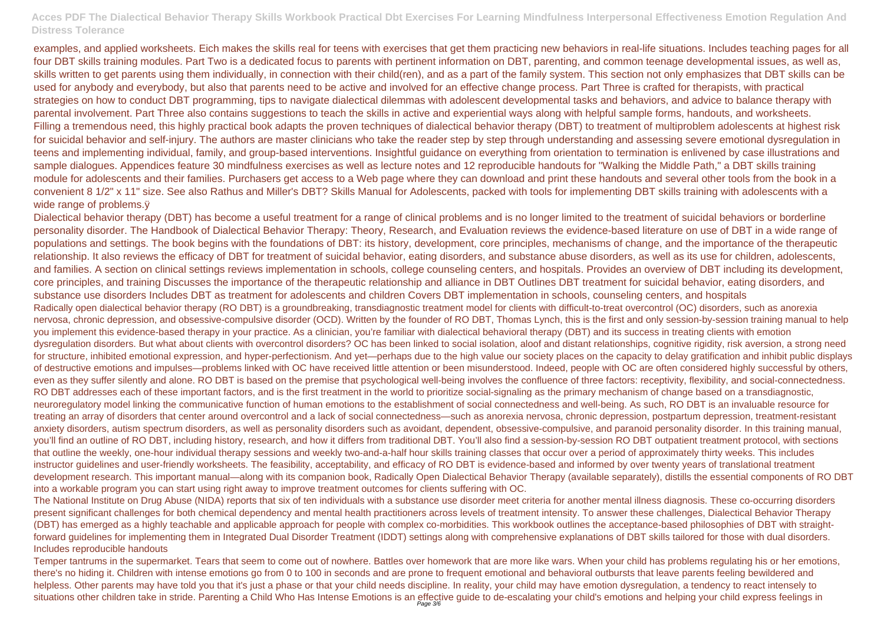examples, and applied worksheets. Eich makes the skills real for teens with exercises that get them practicing new behaviors in real-life situations. Includes teaching pages for all four DBT skills training modules. Part Two is a dedicated focus to parents with pertinent information on DBT, parenting, and common teenage developmental issues, as well as, skills written to get parents using them individually, in connection with their child(ren), and as a part of the family system. This section not only emphasizes that DBT skills can be used for anybody and everybody, but also that parents need to be active and involved for an effective change process. Part Three is crafted for therapists, with practical strategies on how to conduct DBT programming, tips to navigate dialectical dilemmas with adolescent developmental tasks and behaviors, and advice to balance therapy with parental involvement. Part Three also contains suggestions to teach the skills in active and experiential ways along with helpful sample forms, handouts, and worksheets. Filling a tremendous need, this highly practical book adapts the proven techniques of dialectical behavior therapy (DBT) to treatment of multiproblem adolescents at highest risk for suicidal behavior and self-injury. The authors are master clinicians who take the reader step by step through understanding and assessing severe emotional dysregulation in teens and implementing individual, family, and group-based interventions. Insightful guidance on everything from orientation to termination is enlivened by case illustrations and sample dialogues. Appendices feature 30 mindfulness exercises as well as lecture notes and 12 reproducible handouts for "Walking the Middle Path," a DBT skills training module for adolescents and their families. Purchasers get access to a Web page where they can download and print these handouts and several other tools from the book in a convenient 8 1/2" x 11" size. See also Rathus and Miller's DBT? Skills Manual for Adolescents, packed with tools for implementing DBT skills training with adolescents with a wide range of problems.ÿ

Dialectical behavior therapy (DBT) has become a useful treatment for a range of clinical problems and is no longer limited to the treatment of suicidal behaviors or borderline personality disorder. The Handbook of Dialectical Behavior Therapy: Theory, Research, and Evaluation reviews the evidence-based literature on use of DBT in a wide range of populations and settings. The book begins with the foundations of DBT: its history, development, core principles, mechanisms of change, and the importance of the therapeutic relationship. It also reviews the efficacy of DBT for treatment of suicidal behavior, eating disorders, and substance abuse disorders, as well as its use for children, adolescents, and families. A section on clinical settings reviews implementation in schools, college counseling centers, and hospitals. Provides an overview of DBT including its development, core principles, and training Discusses the importance of the therapeutic relationship and alliance in DBT Outlines DBT treatment for suicidal behavior, eating disorders, and substance use disorders Includes DBT as treatment for adolescents and children Covers DBT implementation in schools, counseling centers, and hospitals

Radically open dialectical behavior therapy (RO DBT) is a groundbreaking, transdiagnostic treatment model for clients with difficult-to-treat overcontrol (OC) disorders, such as anorexia nervosa, chronic depression, and obsessive-compulsive disorder (OCD). Written by the founder of RO DBT, Thomas Lynch, this is the first and only session-by-session training manual to help you implement this evidence-based therapy in your practice. As a clinician, you're familiar with dialectical behavioral therapy (DBT) and its success in treating clients with emotion dysregulation disorders. But what about clients with overcontrol disorders? OC has been linked to social isolation, aloof and distant relationships, cognitive rigidity, risk aversion, a strong need for structure, inhibited emotional expression, and hyper-perfectionism. And yet—perhaps due to the high value our society places on the capacity to delay gratification and inhibit public displays of destructive emotions and impulses—problems linked with OC have received little attention or been misunderstood. Indeed, people with OC are often considered highly successful by others, even as they suffer silently and alone. RO DBT is based on the premise that psychological well-being involves the confluence of three factors: receptivity, flexibility, and social-connectedness. RO DBT addresses each of these important factors, and is the first treatment in the world to prioritize social-signaling as the primary mechanism of change based on a transdiagnostic, neuroregulatory model linking the communicative function of human emotions to the establishment of social connectedness and well-being. As such, RO DBT is an invaluable resource for treating an array of disorders that center around overcontrol and a lack of social connectedness—such as anorexia nervosa, chronic depression, postpartum depression, treatment-resistant anxiety disorders, autism spectrum disorders, as well as personality disorders such as avoidant, dependent, obsessive-compulsive, and paranoid personality disorder. In this training manual, you'll find an outline of RO DBT, including history, research, and how it differs from traditional DBT. You'll also find a session-by-session RO DBT outpatient treatment protocol, with sections that outline the weekly, one-hour individual therapy sessions and weekly two-and-a-half hour skills training classes that occur over a period of approximately thirty weeks. This includes instructor guidelines and user-friendly worksheets. The feasibility, acceptability, and efficacy of RO DBT is evidence-based and informed by over twenty years of translational treatment development research. This important manual—along with its companion book, Radically Open Dialectical Behavior Therapy (available separately), distills the essential components of RO DBT into a workable program you can start using right away to improve treatment outcomes for clients suffering with OC.

The National Institute on Drug Abuse (NIDA) reports that six of ten individuals with a substance use disorder meet criteria for another mental illness diagnosis. These co-occurring disorders present significant challenges for both chemical dependency and mental health practitioners across levels of treatment intensity. To answer these challenges, Dialectical Behavior Therapy (DBT) has emerged as a highly teachable and applicable approach for people with complex co-morbidities. This workbook outlines the acceptance-based philosophies of DBT with straight-forward guidelines for implementing them in Integrated Dual Disorder Treatment (IDDT) settings along with comprehensive explanations of DBT skills tailored for those with dual disorders. Includes reproducible handouts

Temper tantrums in the supermarket. Tears that seem to come out of nowhere. Battles over homework that are more like wars. When your child has problems regulating his or her emotions, there's no hiding it. Children with intense emotions go from 0 to 100 in seconds and are prone to frequent emotional and behavioral outbursts that leave parents feeling bewildered and helpless. Other parents may have told you that it's just a phase or that your child needs discipline. In reality, your child may have emotion dysregulation, a tendency to react intensely to situations other children take in stride. Parenting a Child Who Has Intense Emotions is an effective guide to de-escalating your child's emotions and helping your child express feelings in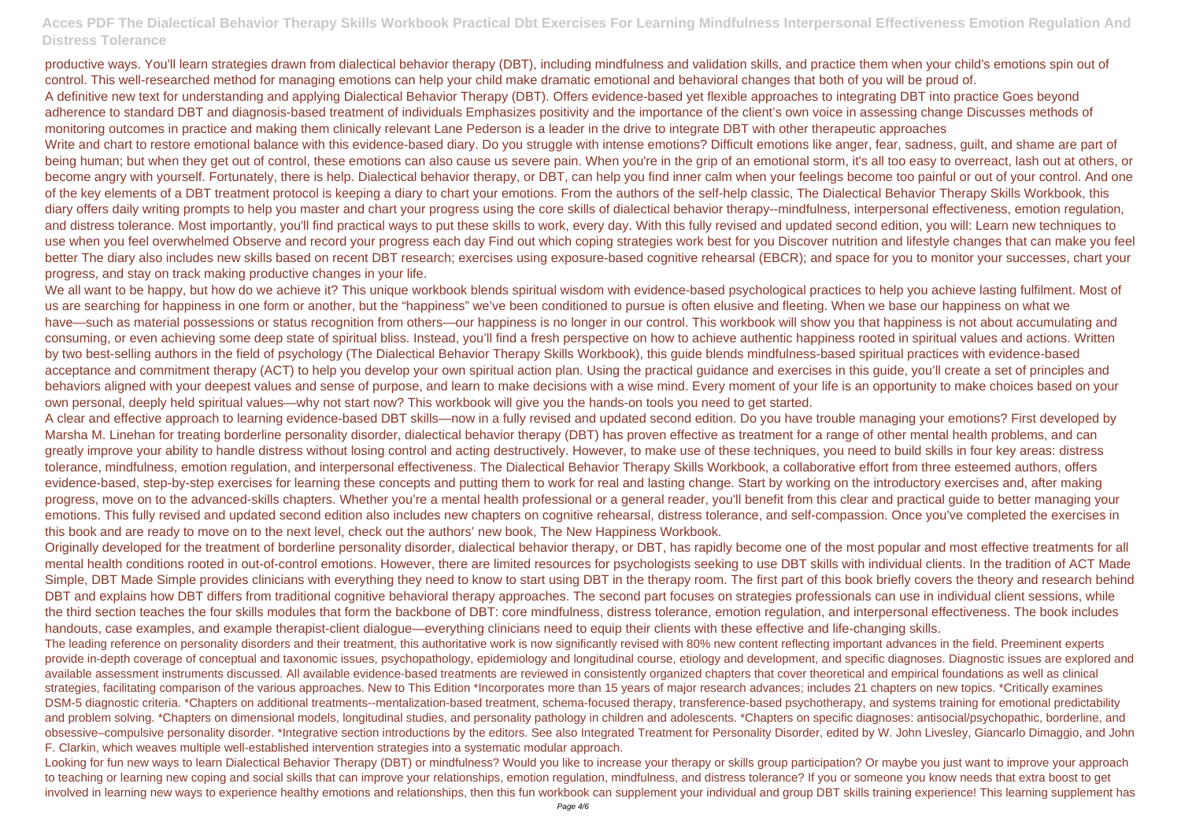productive ways. You'll learn strategies drawn from dialectical behavior therapy (DBT), including mindfulness and validation skills, and practice them when your child's emotions spin out of control. This well-researched method for managing emotions can help your child make dramatic emotional and behavioral changes that both of you will be proud of.

A definitive new text for understanding and applying Dialectical Behavior Therapy (DBT). Offers evidence-based yet flexible approaches to integrating DBT into practice Goes beyond adherence to standard DBT and diagnosis-based treatment of individuals Emphasizes positivity and the importance of the client's own voice in assessing change Discusses methods of monitoring outcomes in practice and making them clinically relevant Lane Pederson is a leader in the drive to integrate DBT with other therapeutic approaches

Write and chart to restore emotional balance with this evidence-based diary. Do you struggle with intense emotions? Difficult emotions like anger, fear, sadness, guilt, and shame are part of being human; but when they get out of control, these emotions can also cause us severe pain. When you're in the grip of an emotional storm, it's all too easy to overreact, lash out at others, or become angry with yourself. Fortunately, there is help. Dialectical behavior therapy, or DBT, can help you find inner calm when your feelings become too painful or out of your control. And one of the key elements of a DBT treatment protocol is keeping a diary to chart your emotions. From the authors of the self-help classic, The Dialectical Behavior Therapy Skills Workbook, this diary offers daily writing prompts to help you master and chart your progress using the core skills of dialectical behavior therapy--mindfulness, interpersonal effectiveness, emotion regulation, and distress tolerance. Most importantly, you'll find practical ways to put these skills to work, every day. With this fully revised and updated second edition, you will: Learn new techniques to use when you feel overwhelmed Observe and record your progress each day Find out which coping strategies work best for you Discover nutrition and lifestyle changes that can make you feel better The diary also includes new skills based on recent DBT research; exercises using exposure-based cognitive rehearsal (EBCR); and space for you to monitor your successes, chart your progress, and stay on track making productive changes in your life.

We all want to be happy, but how do we achieve it? This unique workbook blends spiritual wisdom with evidence-based psychological practices to help you achieve lasting fulfilment. Most of us are searching for happiness in one form or another, but the "happiness" we've been conditioned to pursue is often elusive and fleeting. When we base our happiness on what we have—such as material possessions or status recognition from others—our happiness is no longer in our control. This workbook will show you that happiness is not about accumulating and consuming, or even achieving some deep state of spiritual bliss. Instead, you'll find a fresh perspective on how to achieve authentic happiness rooted in spiritual values and actions. Written by two best-selling authors in the field of psychology (The Dialectical Behavior Therapy Skills Workbook), this guide blends mindfulness-based spiritual practices with evidence-based acceptance and commitment therapy (ACT) to help you develop your own spiritual action plan. Using the practical guidance and exercises in this guide, you'll create a set of principles and behaviors aligned with your deepest values and sense of purpose, and learn to make decisions with a wise mind. Every moment of your life is an opportunity to make choices based on your own personal, deeply held spiritual values—why not start now? This workbook will give you the hands-on tools you need to get started.

A clear and effective approach to learning evidence-based DBT skills—now in a fully revised and updated second edition. Do you have trouble managing your emotions? First developed by Marsha M. Linehan for treating borderline personality disorder, dialectical behavior therapy (DBT) has proven effective as treatment for a range of other mental health problems, and can greatly improve your ability to handle distress without losing control and acting destructively. However, to make use of these techniques, you need to build skills in four key areas: distress tolerance, mindfulness, emotion regulation, and interpersonal effectiveness. The Dialectical Behavior Therapy Skills Workbook, a collaborative effort from three esteemed authors, offers evidence-based, step-by-step exercises for learning these concepts and putting them to work for real and lasting change. Start by working on the introductory exercises and, after making progress, move on to the advanced-skills chapters. Whether you're a mental health professional or a general reader, you'll benefit from this clear and practical guide to better managing your emotions. This fully revised and updated second edition also includes new chapters on cognitive rehearsal, distress tolerance, and self-compassion. Once you've completed the exercises in this book and are ready to move on to the next level, check out the authors' new book, The New Happiness Workbook.

Originally developed for the treatment of borderline personality disorder, dialectical behavior therapy, or DBT, has rapidly become one of the most popular and most effective treatments for all mental health conditions rooted in out-of-control emotions. However, there are limited resources for psychologists seeking to use DBT skills with individual clients. In the tradition of ACT Made Simple, DBT Made Simple provides clinicians with everything they need to know to start using DBT in the therapy room. The first part of this book briefly covers the theory and research behind DBT and explains how DBT differs from traditional cognitive behavioral therapy approaches. The second part focuses on strategies professionals can use in individual client sessions, while the third section teaches the four skills modules that form the backbone of DBT: core mindfulness, distress tolerance, emotion regulation, and interpersonal effectiveness. The book includes handouts, case examples, and example therapist-client dialogue—everything clinicians need to equip their clients with these effective and life-changing skills.

The leading reference on personality disorders and their treatment, this authoritative work is now significantly revised with 80% new content reflecting important advances in the field. Preeminent experts provide in-depth coverage of conceptual and taxonomic issues, psychopathology, epidemiology and longitudinal course, etiology and development, and specific diagnoses. Diagnostic issues are explored and available assessment instruments discussed. All available evidence-based treatments are reviewed in consistently organized chapters that cover theoretical and empirical foundations as well as clinical strategies, facilitating comparison of the various approaches. New to This Edition *Incorporates more than 15 years of major research advances; includes 21 chapters on new topics. *Critically examines DSM-5 diagnostic criteria. *Chapters on additional treatments--mentalization-based treatment, schema-focused therapy, transference-based psychotherapy, and systems training for emotional predictability and problem solving. *Chapters on dimensional models, longitudinal studies, and personality pathology in children and adolescents. *Chapters on specific diagnoses: antisocial/psychopathic, borderline, and obsessive–compulsive personality disorder. *Integrative section introductions by the editors. See also Integrated Treatment for Personality Disorder, edited by W. John Livesley, Giancarlo Dimaggio, and John F. Clarkin, which weaves multiple well-established intervention strategies into a systematic modular approach.

Looking for fun new ways to learn Dialectical Behavior Therapy (DBT) or mindfulness? Would you like to increase your therapy or skills group participation? Or maybe you just want to improve your approach to teaching or learning new coping and social skills that can improve your relationships, emotion regulation, mindfulness, and distress tolerance? If you or someone you know needs that extra boost to get involved in learning new ways to experience healthy emotions and relationships, then this fun workbook can supplement your individual and group DBT skills training experience! This learning supplement has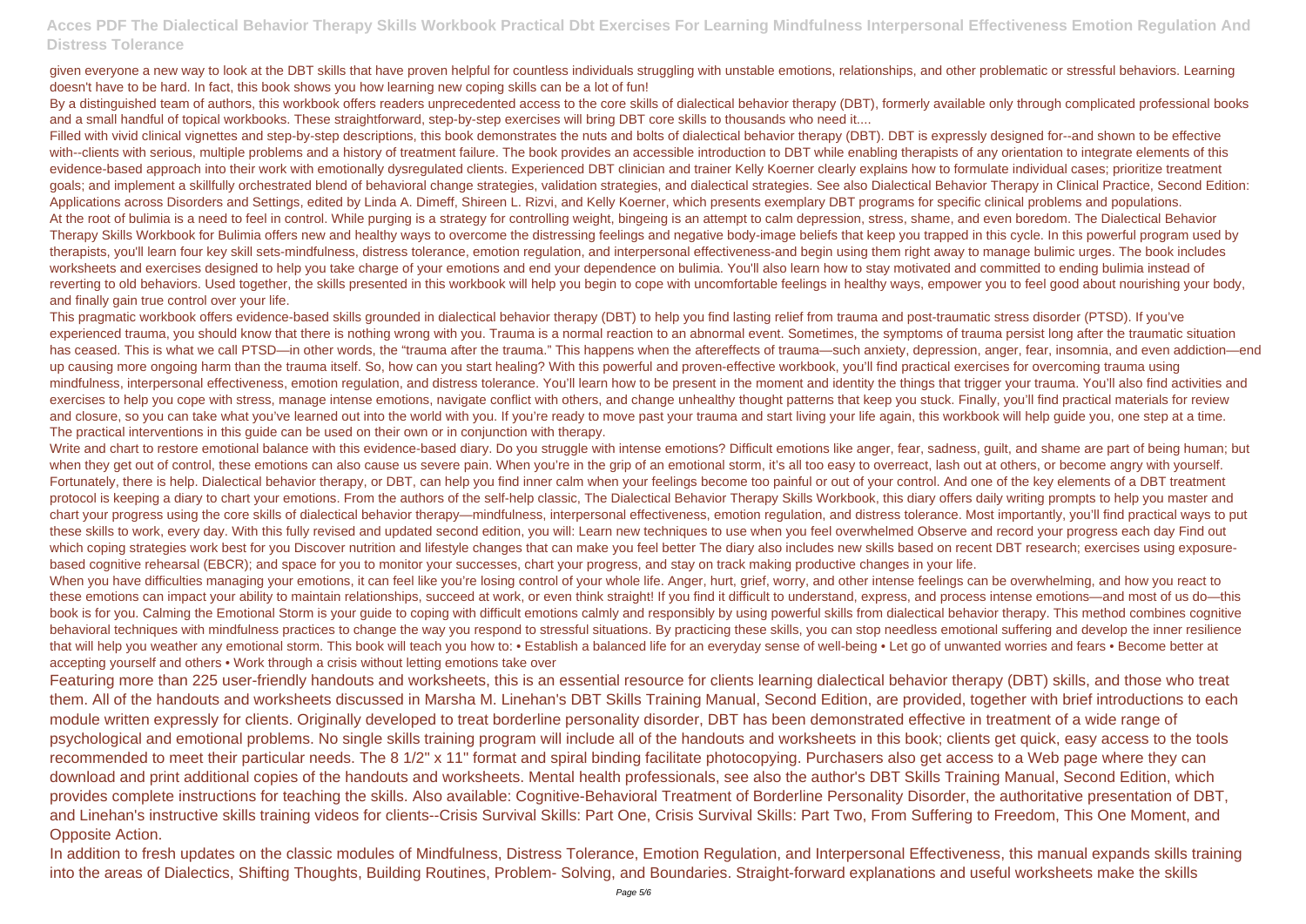given everyone a new way to look at the DBT skills that have proven helpful for countless individuals struggling with unstable emotions, relationships, and other problematic or stressful behaviors. Learning doesn't have to be hard. In fact, this book shows you how learning new coping skills can be a lot of fun!

By a distinguished team of authors, this workbook offers readers unprecedented access to the core skills of dialectical behavior therapy (DBT), formerly available only through complicated professional books and a small handful of topical workbooks. These straightforward, step-by-step exercises will bring DBT core skills to thousands who need it....

Filled with vivid clinical vignettes and step-by-step descriptions, this book demonstrates the nuts and bolts of dialectical behavior therapy (DBT). DBT is expressly designed for--and shown to be effective with--clients with serious, multiple problems and a history of treatment failure. The book provides an accessible introduction to DBT while enabling therapists of any orientation to integrate elements of this evidence-based approach into their work with emotionally dysregulated clients. Experienced DBT clinician and trainer Kelly Koerner clearly explains how to formulate individual cases; prioritize treatment goals; and implement a skillfully orchestrated blend of behavioral change strategies, validation strategies, and dialectical strategies. See also Dialectical Behavior Therapy in Clinical Practice, Second Edition: Applications across Disorders and Settings, edited by Linda A. Dimeff, Shireen L. Rizvi, and Kelly Koerner, which presents exemplary DBT programs for specific clinical problems and populations.

At the root of bulimia is a need to feel in control. While purging is a strategy for controlling weight, bingeing is an attempt to calm depression, stress, shame, and even boredom. The Dialectical Behavior Therapy Skills Workbook for Bulimia offers new and healthy ways to overcome the distressing feelings and negative body-image beliefs that keep you trapped in this cycle. In this powerful program used by therapists, you'll learn four key skill sets-mindfulness, distress tolerance, emotion regulation, and interpersonal effectiveness-and begin using them right away to manage bulimic urges. The book includes worksheets and exercises designed to help you take charge of your emotions and end your dependence on bulimia. You'll also learn how to stay motivated and committed to ending bulimia instead of reverting to old behaviors. Used together, the skills presented in this workbook will help you begin to cope with uncomfortable feelings in healthy ways, empower you to feel good about nourishing your body, and finally gain true control over your life.

This pragmatic workbook offers evidence-based skills grounded in dialectical behavior therapy (DBT) to help you find lasting relief from trauma and post-traumatic stress disorder (PTSD). If you've experienced trauma, you should know that there is nothing wrong with you. Trauma is a normal reaction to an abnormal event. Sometimes, the symptoms of trauma persist long after the traumatic situation has ceased. This is what we call PTSD—in other words, the "trauma after the trauma." This happens when the aftereffects of trauma—such anxiety, depression, anger, fear, insomnia, and even addiction—end up causing more ongoing harm than the trauma itself. So, how can you start healing? With this powerful and proven-effective workbook, you'll find practical exercises for overcoming trauma using mindfulness, interpersonal effectiveness, emotion regulation, and distress tolerance. You'll learn how to be present in the moment and identity the things that trigger your trauma. You'll also find activities and exercises to help you cope with stress, manage intense emotions, navigate conflict with others, and change unhealthy thought patterns that keep you stuck. Finally, you'll find practical materials for review and closure, so you can take what you've learned out into the world with you. If you're ready to move past your trauma and start living your life again, this workbook will help guide you, one step at a time. The practical interventions in this guide can be used on their own or in conjunction with therapy.

Write and chart to restore emotional balance with this evidence-based diary. Do you struggle with intense emotions? Difficult emotions like anger, fear, sadness, guilt, and shame are part of being human; but when they get out of control, these emotions can also cause us severe pain. When you're in the grip of an emotional storm, it's all too easy to overreact, lash out at others, or become angry with yourself. Fortunately, there is help. Dialectical behavior therapy, or DBT, can help you find inner calm when your feelings become too painful or out of your control. And one of the key elements of a DBT treatment protocol is keeping a diary to chart your emotions. From the authors of the self-help classic, The Dialectical Behavior Therapy Skills Workbook, this diary offers daily writing prompts to help you master and chart your progress using the core skills of dialectical behavior therapy—mindfulness, interpersonal effectiveness, emotion regulation, and distress tolerance. Most importantly, you'll find practical ways to put these skills to work, every day. With this fully revised and updated second edition, you will: Learn new techniques to use when you feel overwhelmed Observe and record your progress each day Find out which coping strategies work best for you Discover nutrition and lifestyle changes that can make you feel better The diary also includes new skills based on recent DBT research; exercises using exposure-based cognitive rehearsal (EBCR); and space for you to monitor your successes, chart your progress, and stay on track making productive changes in your life.

When you have difficulties managing your emotions, it can feel like you're losing control of your whole life. Anger, hurt, grief, worry, and other intense feelings can be overwhelming, and how you react to these emotions can impact your ability to maintain relationships, succeed at work, or even think straight! If you find it difficult to understand, express, and process intense emotions—and most of us do—this book is for you. Calming the Emotional Storm is your guide to coping with difficult emotions calmly and responsibly by using powerful skills from dialectical behavior therapy. This method combines cognitive behavioral techniques with mindfulness practices to change the way you respond to stressful situations. By practicing these skills, you can stop needless emotional suffering and develop the inner resilience that will help you weather any emotional storm. This book will teach you how to: • Establish a balanced life for an everyday sense of well-being • Let go of unwanted worries and fears • Become better at accepting yourself and others • Work through a crisis without letting emotions take over

Featuring more than 225 user-friendly handouts and worksheets, this is an essential resource for clients learning dialectical behavior therapy (DBT) skills, and those who treat them. All of the handouts and worksheets discussed in Marsha M. Linehan's DBT Skills Training Manual, Second Edition, are provided, together with brief introductions to each module written expressly for clients. Originally developed to treat borderline personality disorder, DBT has been demonstrated effective in treatment of a wide range of psychological and emotional problems. No single skills training program will include all of the handouts and worksheets in this book; clients get quick, easy access to the tools recommended to meet their particular needs. The 8 1/2" x 11" format and spiral binding facilitate photocopying. Purchasers also get access to a Web page where they can download and print additional copies of the handouts and worksheets. Mental health professionals, see also the author's DBT Skills Training Manual, Second Edition, which provides complete instructions for teaching the skills. Also available: Cognitive-Behavioral Treatment of Borderline Personality Disorder, the authoritative presentation of DBT, and Linehan's instructive skills training videos for clients--Crisis Survival Skills: Part One, Crisis Survival Skills: Part Two, From Suffering to Freedom, This One Moment, and Opposite Action.

In addition to fresh updates on the classic modules of Mindfulness, Distress Tolerance, Emotion Regulation, and Interpersonal Effectiveness, this manual expands skills training into the areas of Dialectics, Shifting Thoughts, Building Routines, Problem- Solving, and Boundaries. Straight-forward explanations and useful worksheets make the skills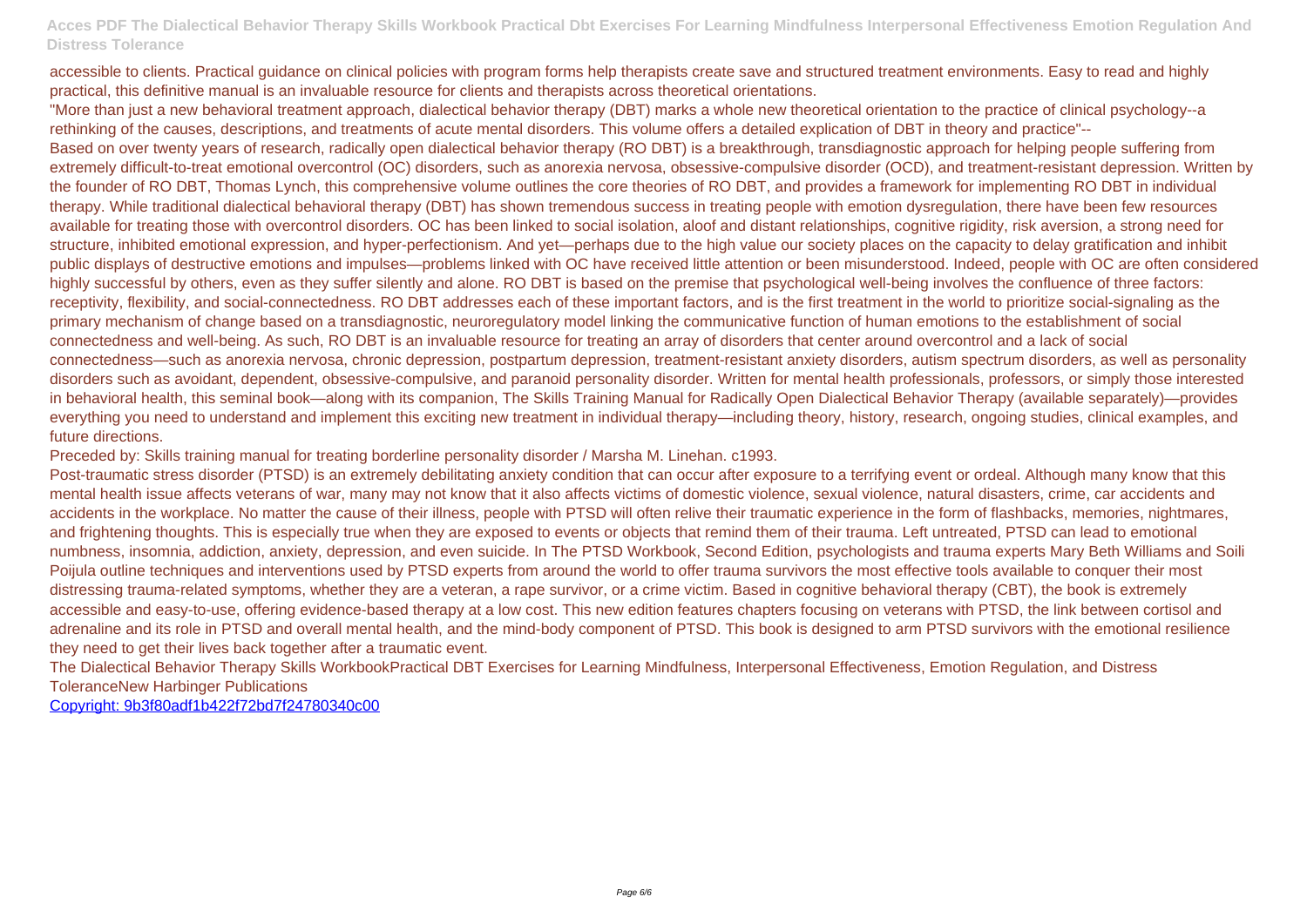accessible to clients. Practical guidance on clinical policies with program forms help therapists create save and structured treatment environments. Easy to read and highly practical, this definitive manual is an invaluable resource for clients and therapists across theoretical orientations.

"More than just a new behavioral treatment approach, dialectical behavior therapy (DBT) marks a whole new theoretical orientation to the practice of clinical psychology--a rethinking of the causes, descriptions, and treatments of acute mental disorders. This volume offers a detailed explication of DBT in theory and practice"--

Based on over twenty years of research, radically open dialectical behavior therapy (RO DBT) is a breakthrough, transdiagnostic approach for helping people suffering from extremely difficult-to-treat emotional overcontrol (OC) disorders, such as anorexia nervosa, obsessive-compulsive disorder (OCD), and treatment-resistant depression. Written by the founder of RO DBT, Thomas Lynch, this comprehensive volume outlines the core theories of RO DBT, and provides a framework for implementing RO DBT in individual therapy. While traditional dialectical behavioral therapy (DBT) has shown tremendous success in treating people with emotion dysregulation, there have been few resources available for treating those with overcontrol disorders. OC has been linked to social isolation, aloof and distant relationships, cognitive rigidity, risk aversion, a strong need for structure, inhibited emotional expression, and hyper-perfectionism. And yet—perhaps due to the high value our society places on the capacity to delay gratification and inhibit public displays of destructive emotions and impulses—problems linked with OC have received little attention or been misunderstood. Indeed, people with OC are often considered highly successful by others, even as they suffer silently and alone. RO DBT is based on the premise that psychological well-being involves the confluence of three factors: receptivity, flexibility, and social-connectedness. RO DBT addresses each of these important factors, and is the first treatment in the world to prioritize social-signaling as the primary mechanism of change based on a transdiagnostic, neuroregulatory model linking the communicative function of human emotions to the establishment of social connectedness and well-being. As such, RO DBT is an invaluable resource for treating an array of disorders that center around overcontrol and a lack of social connectedness—such as anorexia nervosa, chronic depression, postpartum depression, treatment-resistant anxiety disorders, autism spectrum disorders, as well as personality disorders such as avoidant, dependent, obsessive-compulsive, and paranoid personality disorder. Written for mental health professionals, professors, or simply those interested in behavioral health, this seminal book—along with its companion, The Skills Training Manual for Radically Open Dialectical Behavior Therapy (available separately)—provides everything you need to understand and implement this exciting new treatment in individual therapy—including theory, history, research, ongoing studies, clinical examples, and future directions.

Preceded by: Skills training manual for treating borderline personality disorder / Marsha M. Linehan. c1993.

Post-traumatic stress disorder (PTSD) is an extremely debilitating anxiety condition that can occur after exposure to a terrifying event or ordeal. Although many know that this mental health issue affects veterans of war, many may not know that it also affects victims of domestic violence, sexual violence, natural disasters, crime, car accidents and accidents in the workplace. No matter the cause of their illness, people with PTSD will often relive their traumatic experience in the form of flashbacks, memories, nightmares, and frightening thoughts. This is especially true when they are exposed to events or objects that remind them of their trauma. Left untreated, PTSD can lead to emotional numbness, insomnia, addiction, anxiety, depression, and even suicide. In The PTSD Workbook, Second Edition, psychologists and trauma experts Mary Beth Williams and Soili Poijula outline techniques and interventions used by PTSD experts from around the world to offer trauma survivors the most effective tools available to conquer their most distressing trauma-related symptoms, whether they are a veteran, a rape survivor, or a crime victim. Based in cognitive behavioral therapy (CBT), the book is extremely accessible and easy-to-use, offering evidence-based therapy at a low cost. This new edition features chapters focusing on veterans with PTSD, the link between cortisol and adrenaline and its role in PTSD and overall mental health, and the mind-body component of PTSD. This book is designed to arm PTSD survivors with the emotional resilience they need to get their lives back together after a traumatic event.

The Dialectical Behavior Therapy Skills WorkbookPractical DBT Exercises for Learning Mindfulness, Interpersonal Effectiveness, Emotion Regulation, and Distress ToleranceNew Harbinger Publications

Copyright: 9b3f80adf1b422f72bd7f24780340c00